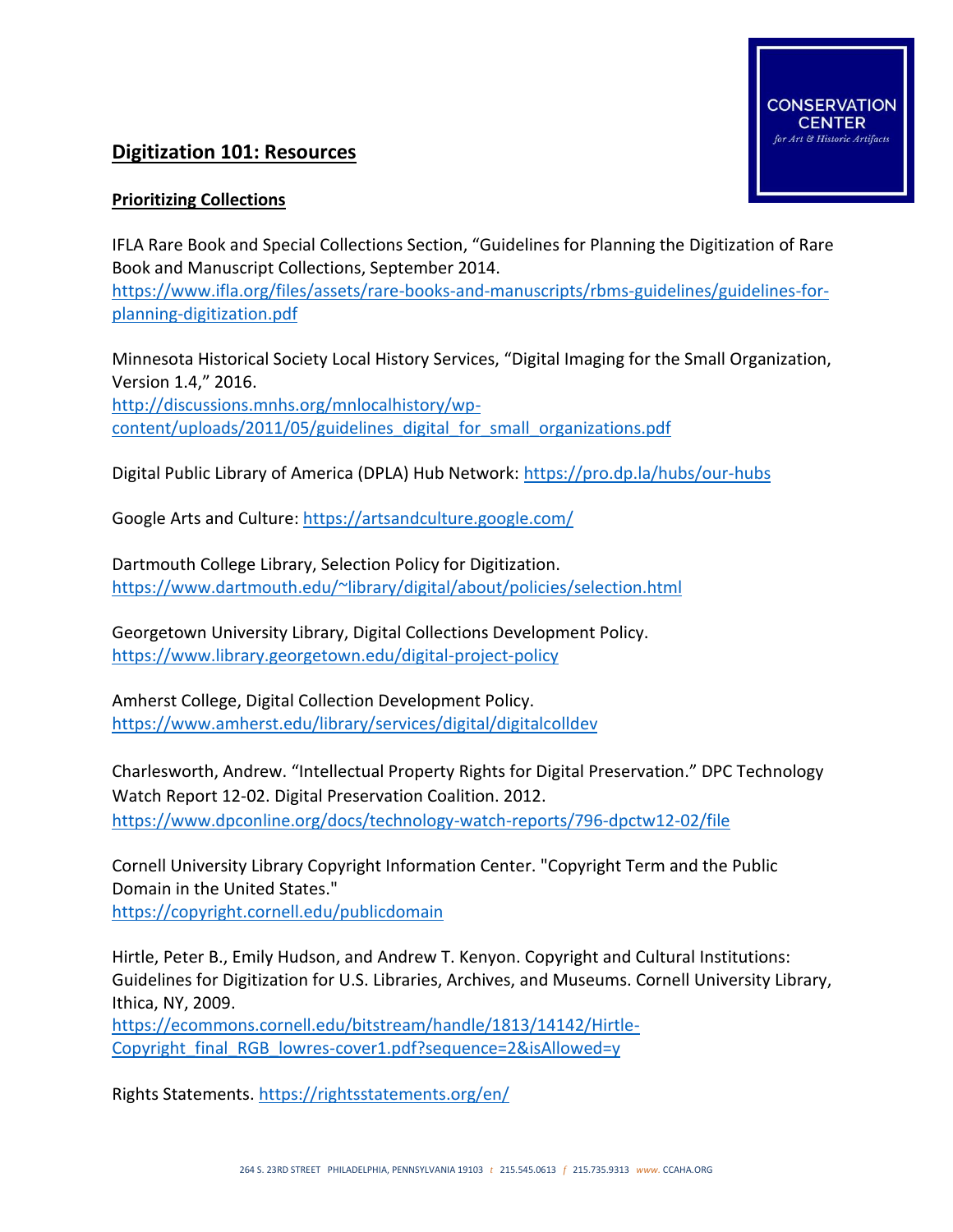## Digitization 101: Resources

### Prioritizing Collections

IFLA Rare Book and Special Collections Section, "Guidelines for Planning the Digitization of Rare Book and Manuscript Collections, September 2014.
https://www.ifla.org/files/assets/rare-books-and-manuscripts/rbms-guidelines/guidelines-for-planning-digitization.pdf

Minnesota Historical Society Local History Services, "Digital Imaging for the Small Organization, Version 1.4," 2016.
http://discussions.mnhs.org/mnlocalhistory/wp-content/uploads/2011/05/guidelines_digital_for_small_organizations.pdf

Digital Public Library of America (DPLA) Hub Network: https://pro.dp.la/hubs/our-hubs

Google Arts and Culture: https://artsandculture.google.com/

Dartmouth College Library, Selection Policy for Digitization.
https://www.dartmouth.edu/~library/digital/about/policies/selection.html

Georgetown University Library, Digital Collections Development Policy.
https://www.library.georgetown.edu/digital-project-policy

Amherst College, Digital Collection Development Policy.
https://www.amherst.edu/library/services/digital/digitalcolldev

Charlesworth, Andrew. "Intellectual Property Rights for Digital Preservation." DPC Technology Watch Report 12-02. Digital Preservation Coalition. 2012.
https://www.dpconline.org/docs/technology-watch-reports/796-dpctw12-02/file

Cornell University Library Copyright Information Center. "Copyright Term and the Public Domain in the United States."
https://copyright.cornell.edu/publicdomain

Hirtle, Peter B., Emily Hudson, and Andrew T. Kenyon. Copyright and Cultural Institutions: Guidelines for Digitization for U.S. Libraries, Archives, and Museums. Cornell University Library, Ithica, NY, 2009.
https://ecommons.cornell.edu/bitstream/handle/1813/14142/Hirtle-Copyright_final_RGB_lowres-cover1.pdf?sequence=2&isAllowed=y

Rights Statements. https://rightsstatements.org/en/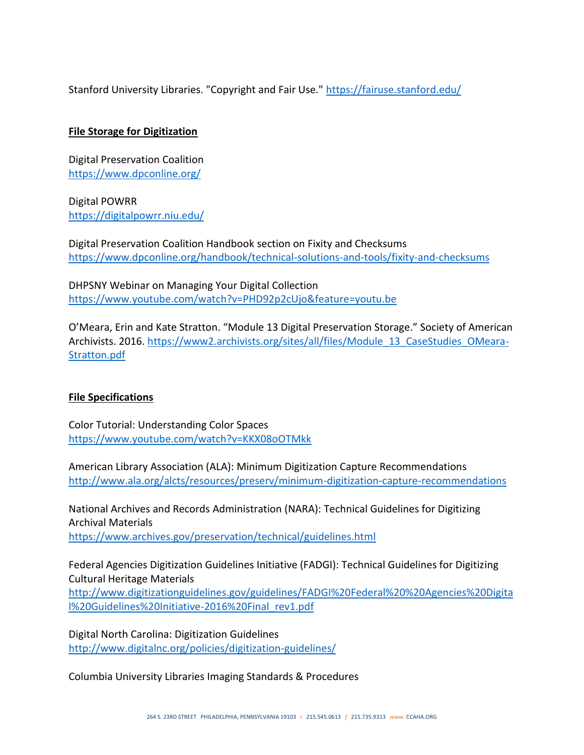Stanford University Libraries. "Copyright and Fair Use." https://fairuse.stanford.edu/

**File Storage for Digitization**

Digital Preservation Coalition
https://www.dpconline.org/

Digital POWRR
https://digitalpowrr.niu.edu/

Digital Preservation Coalition Handbook section on Fixity and Checksums
https://www.dpconline.org/handbook/technical-solutions-and-tools/fixity-and-checksums

DHPSNY Webinar on Managing Your Digital Collection
https://www.youtube.com/watch?v=PHD92p2cUjo&feature=youtu.be

O'Meara, Erin and Kate Stratton. "Module 13 Digital Preservation Storage." Society of American Archivists. 2016. https://www2.archivists.org/sites/all/files/Module_13_CaseStudies_OMeara-Stratton.pdf

**File Specifications**

Color Tutorial: Understanding Color Spaces
https://www.youtube.com/watch?v=KKX08oOTMkk

American Library Association (ALA): Minimum Digitization Capture Recommendations
http://www.ala.org/alcts/resources/preserv/minimum-digitization-capture-recommendations

National Archives and Records Administration (NARA): Technical Guidelines for Digitizing Archival Materials
https://www.archives.gov/preservation/technical/guidelines.html

Federal Agencies Digitization Guidelines Initiative (FADGI): Technical Guidelines for Digitizing Cultural Heritage Materials
http://www.digitizationguidelines.gov/guidelines/FADGI%20Federal%20%20Agencies%20Digital%20Guidelines%20Initiative-2016%20Final_rev1.pdf

Digital North Carolina: Digitization Guidelines
http://www.digitalnc.org/policies/digitization-guidelines/

Columbia University Libraries Imaging Standards & Procedures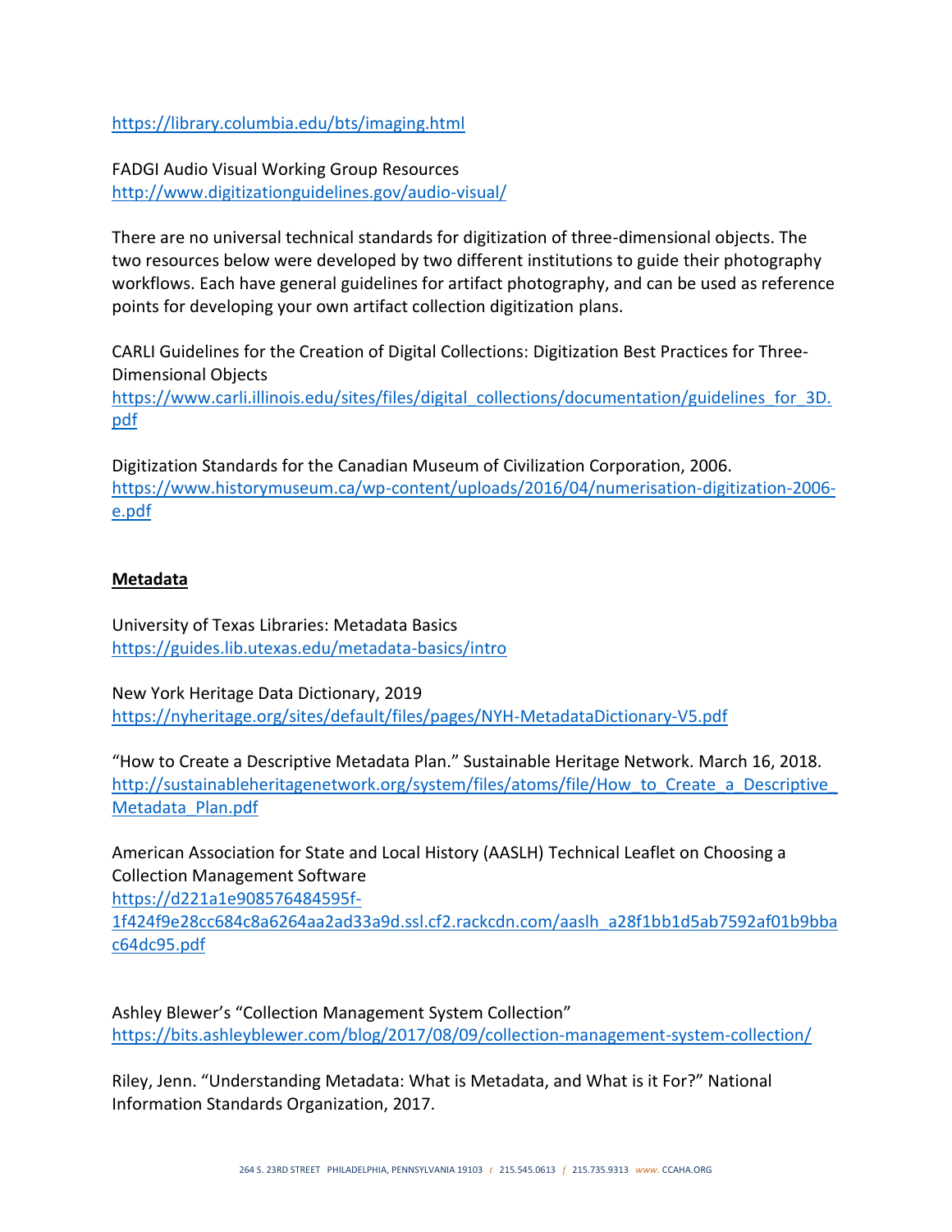https://library.columbia.edu/bts/imaging.html

FADGI Audio Visual Working Group Resources
http://www.digitizationguidelines.gov/audio-visual/

There are no universal technical standards for digitization of three-dimensional objects. The two resources below were developed by two different institutions to guide their photography workflows. Each have general guidelines for artifact photography, and can be used as reference points for developing your own artifact collection digitization plans.

CARLI Guidelines for the Creation of Digital Collections: Digitization Best Practices for Three-Dimensional Objects
https://www.carli.illinois.edu/sites/files/digital_collections/documentation/guidelines_for_3D.pdf

Digitization Standards for the Canadian Museum of Civilization Corporation, 2006.
https://www.historymuseum.ca/wp-content/uploads/2016/04/numerisation-digitization-2006-e.pdf

## Metadata

University of Texas Libraries: Metadata Basics
https://guides.lib.utexas.edu/metadata-basics/intro

New York Heritage Data Dictionary, 2019
https://nyheritage.org/sites/default/files/pages/NYH-MetadataDictionary-V5.pdf

"How to Create a Descriptive Metadata Plan." Sustainable Heritage Network. March 16, 2018.
http://sustainableheritagenetwork.org/system/files/atoms/file/How_to_Create_a_Descriptive_Metadata_Plan.pdf

American Association for State and Local History (AASLH) Technical Leaflet on Choosing a Collection Management Software
https://d221a1e908576484595f-1f424f9e28cc684c8a6264aa2ad33a9d.ssl.cf2.rackcdn.com/aaslh_a28f1bb1d5ab7592af01b9bbac64dc95.pdf

Ashley Blewer's "Collection Management System Collection"
https://bits.ashleyblewer.com/blog/2017/08/09/collection-management-system-collection/

Riley, Jenn. "Understanding Metadata: What is Metadata, and What is it For?" National Information Standards Organization, 2017.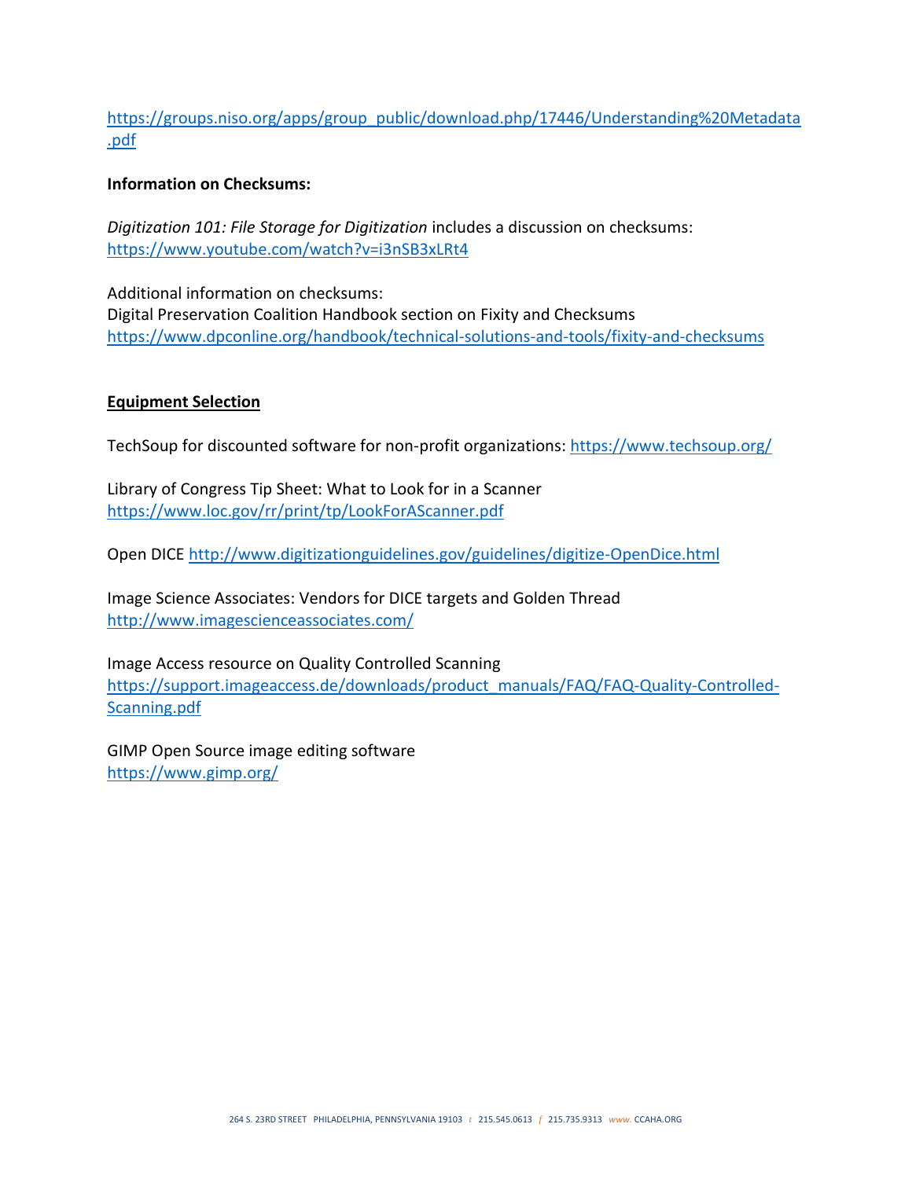https://groups.niso.org/apps/group_public/download.php/17446/Understanding%20Metadata.pdf

**Information on Checksums:**

*Digitization 101: File Storage for Digitization* includes a discussion on checksums: https://www.youtube.com/watch?v=i3nSB3xLRt4

Additional information on checksums:
Digital Preservation Coalition Handbook section on Fixity and Checksums
https://www.dpconline.org/handbook/technical-solutions-and-tools/fixity-and-checksums

## Equipment Selection

TechSoup for discounted software for non-profit organizations: https://www.techsoup.org/

Library of Congress Tip Sheet: What to Look for in a Scanner
https://www.loc.gov/rr/print/tp/LookForAScanner.pdf

Open DICE http://www.digitizationguidelines.gov/guidelines/digitize-OpenDice.html

Image Science Associates: Vendors for DICE targets and Golden Thread
http://www.imagescienceassociates.com/

Image Access resource on Quality Controlled Scanning
https://support.imageaccess.de/downloads/product_manuals/FAQ/FAQ-Quality-Controlled-Scanning.pdf

GIMP Open Source image editing software
https://www.gimp.org/